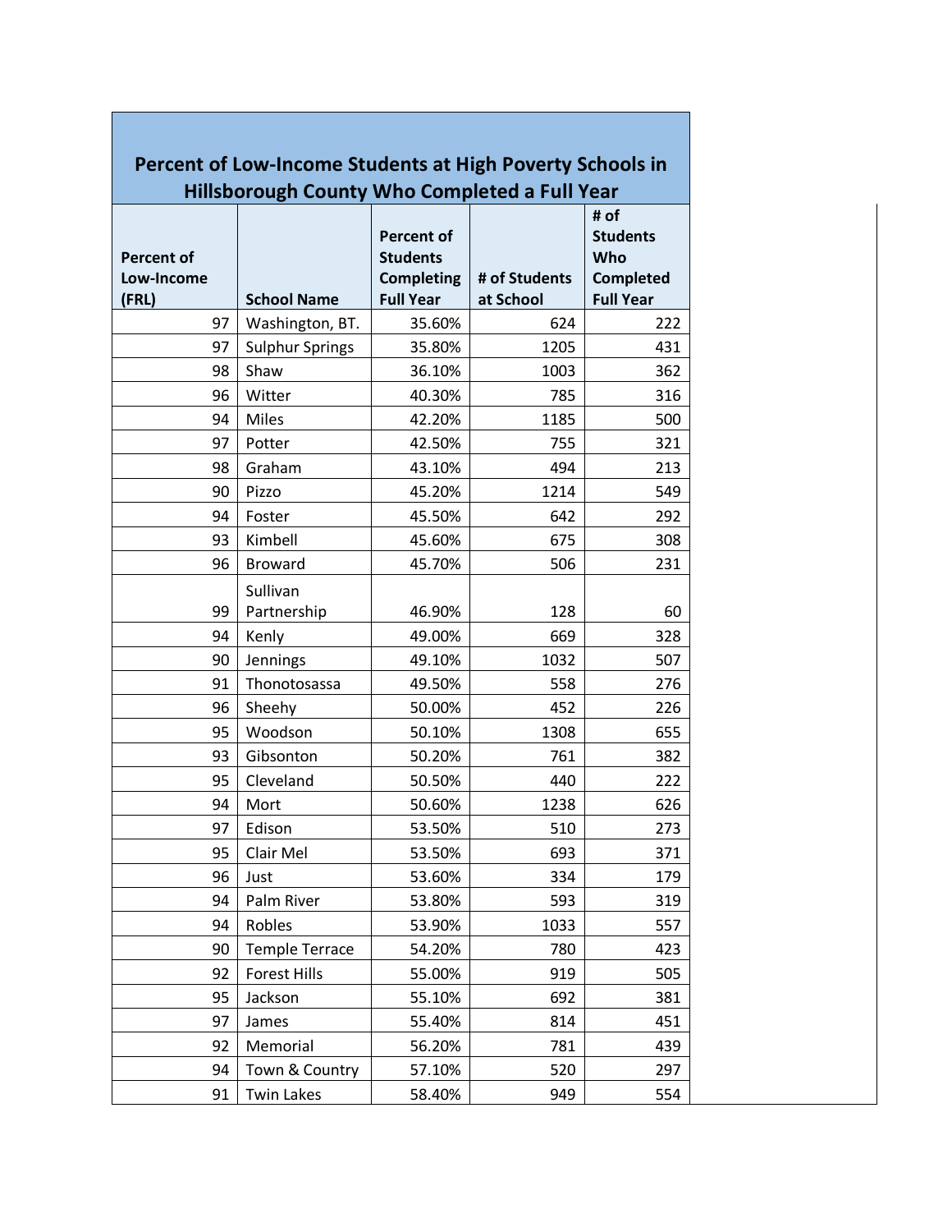## Percent of Low-Income Students at High Poverty Schools in Hillsborough County Who Completed a Full Year

| Percent of Low-Income (FRL) | School Name | Percent of Students Completing Full Year | # of Students at School | # of Students Who Completed Full Year |
|---|---|---|---|---|
| 97 | Washington, BT. | 35.60% | 624 | 222 |
| 97 | Sulphur Springs | 35.80% | 1205 | 431 |
| 98 | Shaw | 36.10% | 1003 | 362 |
| 96 | Witter | 40.30% | 785 | 316 |
| 94 | Miles | 42.20% | 1185 | 500 |
| 97 | Potter | 42.50% | 755 | 321 |
| 98 | Graham | 43.10% | 494 | 213 |
| 90 | Pizzo | 45.20% | 1214 | 549 |
| 94 | Foster | 45.50% | 642 | 292 |
| 93 | Kimbell | 45.60% | 675 | 308 |
| 96 | Broward | 45.70% | 506 | 231 |
| 99 | Sullivan Partnership | 46.90% | 128 | 60 |
| 94 | Kenly | 49.00% | 669 | 328 |
| 90 | Jennings | 49.10% | 1032 | 507 |
| 91 | Thonotosassa | 49.50% | 558 | 276 |
| 96 | Sheehy | 50.00% | 452 | 226 |
| 95 | Woodson | 50.10% | 1308 | 655 |
| 93 | Gibsonton | 50.20% | 761 | 382 |
| 95 | Cleveland | 50.50% | 440 | 222 |
| 94 | Mort | 50.60% | 1238 | 626 |
| 97 | Edison | 53.50% | 510 | 273 |
| 95 | Clair Mel | 53.50% | 693 | 371 |
| 96 | Just | 53.60% | 334 | 179 |
| 94 | Palm River | 53.80% | 593 | 319 |
| 94 | Robles | 53.90% | 1033 | 557 |
| 90 | Temple Terrace | 54.20% | 780 | 423 |
| 92 | Forest Hills | 55.00% | 919 | 505 |
| 95 | Jackson | 55.10% | 692 | 381 |
| 97 | James | 55.40% | 814 | 451 |
| 92 | Memorial | 56.20% | 781 | 439 |
| 94 | Town & Country | 57.10% | 520 | 297 |
| 91 | Twin Lakes | 58.40% | 949 | 554 |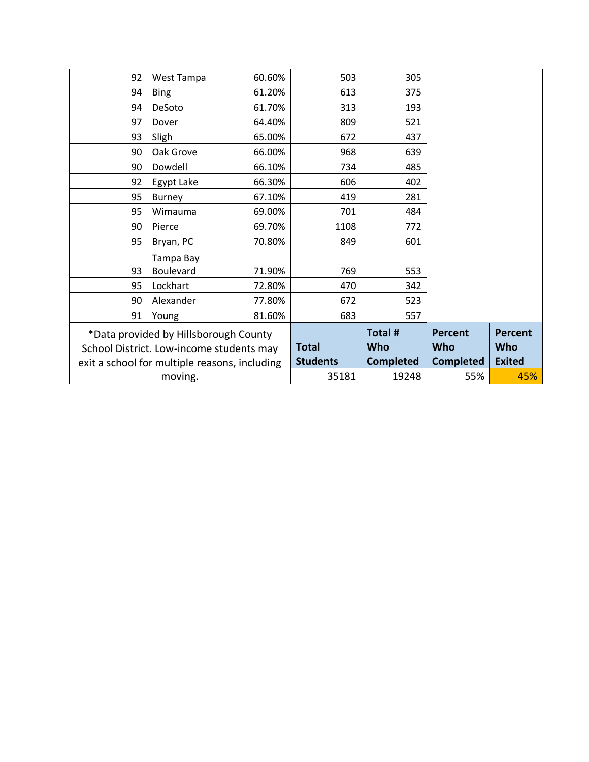| | | | | |
|---|---|---|---|---|
| 92 | West Tampa | 60.60% | 503 | 305 |
| 94 | Bing | 61.20% | 613 | 375 |
| 94 | DeSoto | 61.70% | 313 | 193 |
| 97 | Dover | 64.40% | 809 | 521 |
| 93 | Sligh | 65.00% | 672 | 437 |
| 90 | Oak Grove | 66.00% | 968 | 639 |
| 90 | Dowdell | 66.10% | 734 | 485 |
| 92 | Egypt Lake | 66.30% | 606 | 402 |
| 95 | Burney | 67.10% | 419 | 281 |
| 95 | Wimauma | 69.00% | 701 | 484 |
| 90 | Pierce | 69.70% | 1108 | 772 |
| 95 | Bryan, PC | 70.80% | 849 | 601 |
| 93 | Tampa Bay Boulevard | 71.90% | 769 | 553 |
| 95 | Lockhart | 72.80% | 470 | 342 |
| 90 | Alexander | 77.80% | 672 | 523 |
| 91 | Young | 81.60% | 683 | 557 |

| *Data provided by Hillsborough County School District. Low-income students may exit a school for multiple reasons, including moving. | **Total Students** | **Total # Who Completed** | **Percent Who Completed** | **Percent Who Exited** |
|---|---|---|---|---|
| | 35181 | 19248 | 55% | 45% |